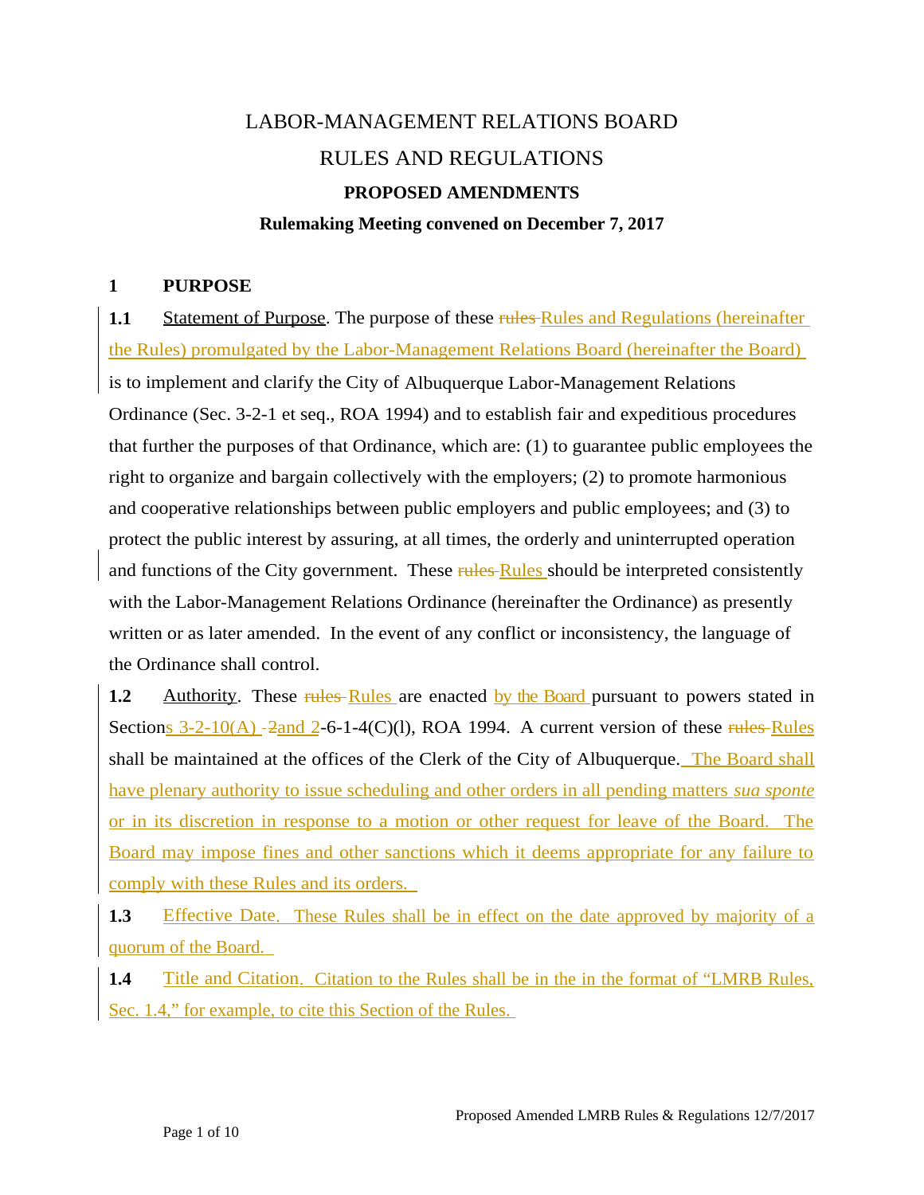# LABOR-MANAGEMENT RELATIONS BOARD

# RULES AND REGULATIONS

**PROPOSED AMENDMENTS**

**Rulemaking Meeting convened on December 7, 2017**

## 1 PURPOSE

**1.1** Statement of Purpose. The purpose of these ~~rules~~ Rules and Regulations (hereinafter the Rules) promulgated by the Labor-Management Relations Board (hereinafter the Board) is to implement and clarify the City of Albuquerque Labor-Management Relations Ordinance (Sec. 3-2-1 et seq., ROA 1994) and to establish fair and expeditious procedures that further the purposes of that Ordinance, which are: (1) to guarantee public employees the right to organize and bargain collectively with the employers; (2) to promote harmonious and cooperative relationships between public employers and public employees; and (3) to protect the public interest by assuring, at all times, the orderly and uninterrupted operation and functions of the City government. These ~~rules~~ Rules should be interpreted consistently with the Labor-Management Relations Ordinance (hereinafter the Ordinance) as presently written or as later amended. In the event of any conflict or inconsistency, the language of the Ordinance shall control.

**1.2** Authority. These ~~rules~~ Rules are enacted by the Board pursuant to powers stated in Sections 3-2-10(A) -~~2~~and 2-6-1-4(C)(l), ROA 1994. A current version of these ~~rules~~ Rules shall be maintained at the offices of the Clerk of the City of Albuquerque. The Board shall have plenary authority to issue scheduling and other orders in all pending matters *sua sponte* or in its discretion in response to a motion or other request for leave of the Board. The Board may impose fines and other sanctions which it deems appropriate for any failure to comply with these Rules and its orders.

**1.3** Effective Date. These Rules shall be in effect on the date approved by majority of a quorum of the Board.

**1.4** Title and Citation. Citation to the Rules shall be in the in the format of "LMRB Rules, Sec. 1.4," for example, to cite this Section of the Rules.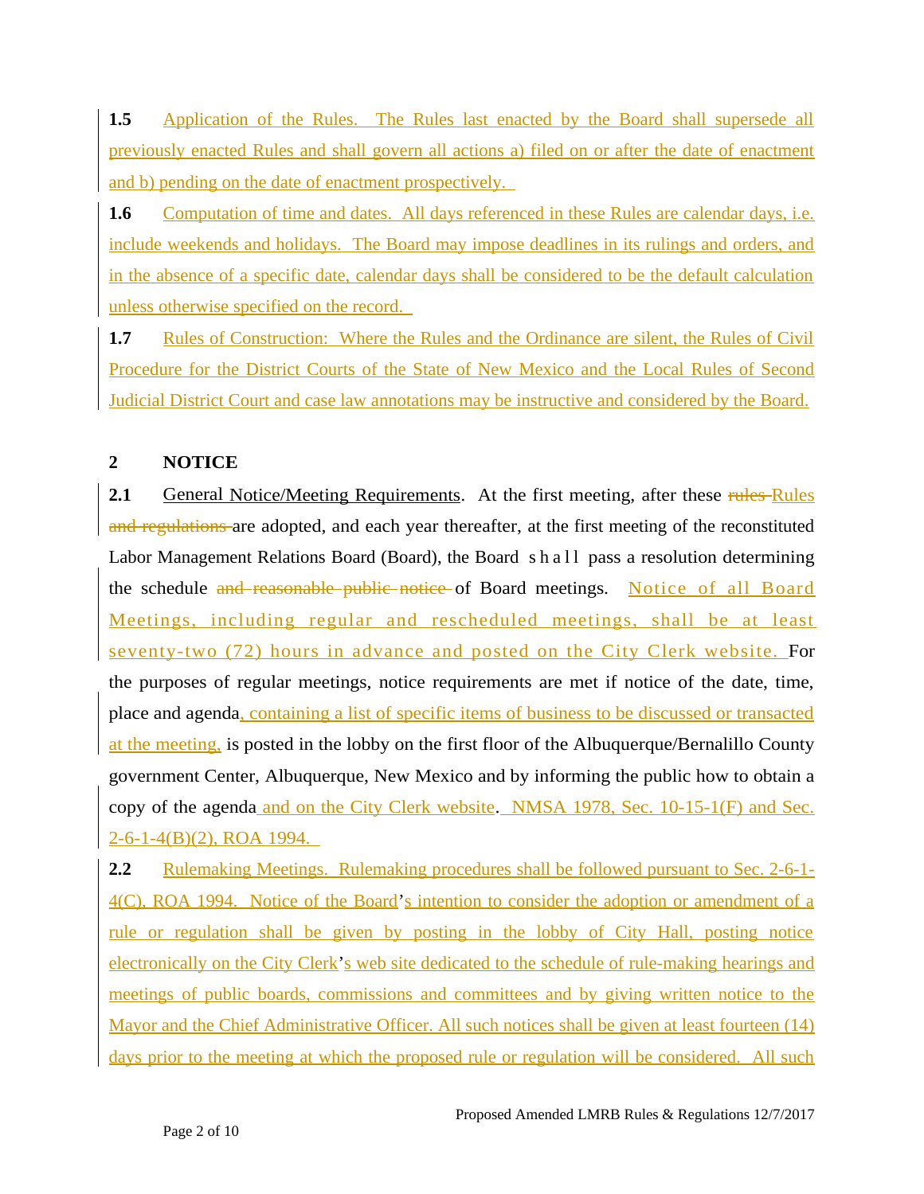**1.5** Application of the Rules. The Rules last enacted by the Board shall supersede all previously enacted Rules and shall govern all actions a) filed on or after the date of enactment and b) pending on the date of enactment prospectively.

**1.6** Computation of time and dates. All days referenced in these Rules are calendar days, i.e. include weekends and holidays. The Board may impose deadlines in its rulings and orders, and in the absence of a specific date, calendar days shall be considered to be the default calculation unless otherwise specified on the record.

**1.7** Rules of Construction: Where the Rules and the Ordinance are silent, the Rules of Civil Procedure for the District Courts of the State of New Mexico and the Local Rules of Second Judicial District Court and case law annotations may be instructive and considered by the Board.

## 2 NOTICE

**2.1** General Notice/Meeting Requirements. At the first meeting, after these ~~rules~~ Rules ~~and regulations~~ are adopted, and each year thereafter, at the first meeting of the reconstituted Labor Management Relations Board (Board), the Board shall pass a resolution determining the schedule ~~and reasonable public notice~~ of Board meetings. Notice of all Board Meetings, including regular and rescheduled meetings, shall be at least seventy-two (72) hours in advance and posted on the City Clerk website. For the purposes of regular meetings, notice requirements are met if notice of the date, time, place and agenda, containing a list of specific items of business to be discussed or transacted at the meeting, is posted in the lobby on the first floor of the Albuquerque/Bernalillo County government Center, Albuquerque, New Mexico and by informing the public how to obtain a copy of the agenda and on the City Clerk website. NMSA 1978, Sec. 10-15-1(F) and Sec. 2-6-1-4(B)(2), ROA 1994.

**2.2** Rulemaking Meetings. Rulemaking procedures shall be followed pursuant to Sec. 2-6-1-4(C), ROA 1994. Notice of the Board's intention to consider the adoption or amendment of a rule or regulation shall be given by posting in the lobby of City Hall, posting notice electronically on the City Clerk's web site dedicated to the schedule of rule-making hearings and meetings of public boards, commissions and committees and by giving written notice to the Mayor and the Chief Administrative Officer. All such notices shall be given at least fourteen (14) days prior to the meeting at which the proposed rule or regulation will be considered. All such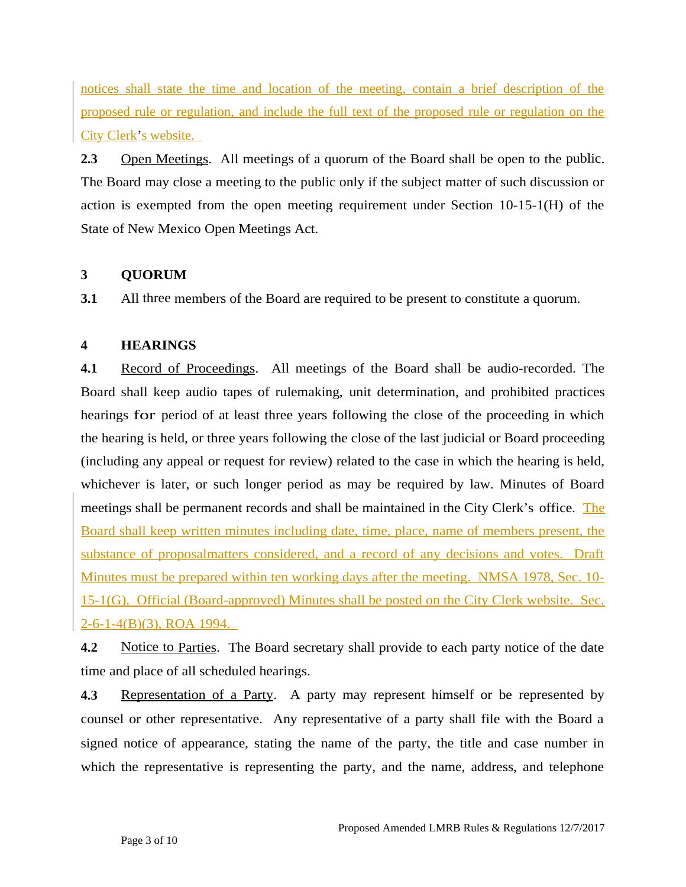notices shall state the time and location of the meeting, contain a brief description of the proposed rule or regulation, and include the full text of the proposed rule or regulation on the City Clerk's website.

**2.3** Open Meetings. All meetings of a quorum of the Board shall be open to the public. The Board may close a meeting to the public only if the subject matter of such discussion or action is exempted from the open meeting requirement under Section 10-15-1(H) of the State of New Mexico Open Meetings Act.

## 3 QUORUM

**3.1** All three members of the Board are required to be present to constitute a quorum.

## 4 HEARINGS

**4.1** Record of Proceedings. All meetings of the Board shall be audio-recorded. The Board shall keep audio tapes of rulemaking, unit determination, and prohibited practices hearings for period of at least three years following the close of the proceeding in which the hearing is held, or three years following the close of the last judicial or Board proceeding (including any appeal or request for review) related to the case in which the hearing is held, whichever is later, or such longer period as may be required by law. Minutes of Board meetings shall be permanent records and shall be maintained in the City Clerk's office. The Board shall keep written minutes including date, time, place, name of members present, the substance of proposalmatters considered, and a record of any decisions and votes. Draft Minutes must be prepared within ten working days after the meeting. NMSA 1978, Sec. 10-15-1(G). Official (Board-approved) Minutes shall be posted on the City Clerk website. Sec. 2-6-1-4(B)(3), ROA 1994.

**4.2** Notice to Parties. The Board secretary shall provide to each party notice of the date time and place of all scheduled hearings.

**4.3** Representation of a Party. A party may represent himself or be represented by counsel or other representative. Any representative of a party shall file with the Board a signed notice of appearance, stating the name of the party, the title and case number in which the representative is representing the party, and the name, address, and telephone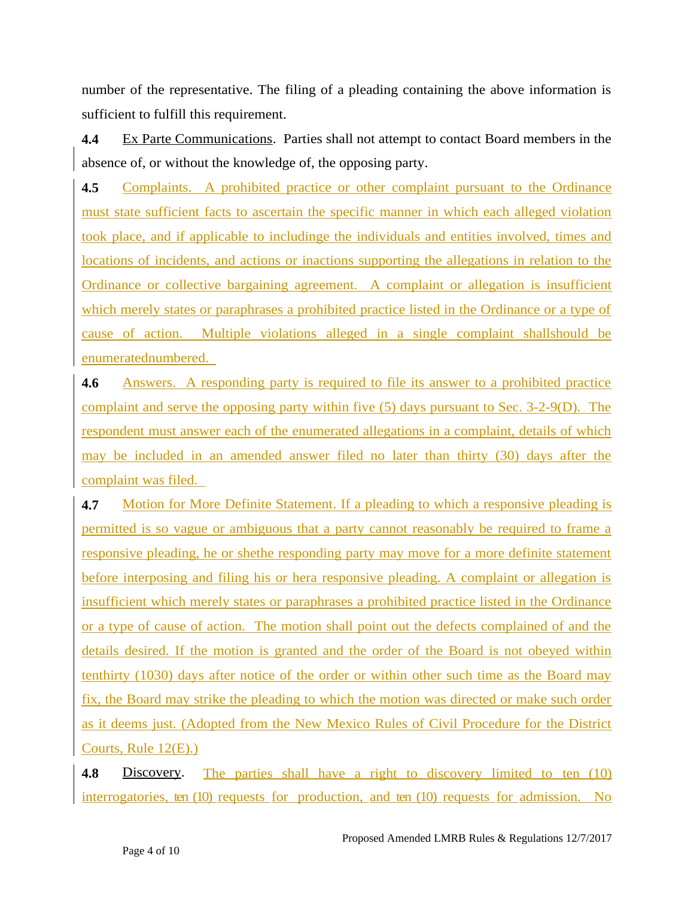number of the representative. The filing of a pleading containing the above information is sufficient to fulfill this requirement.

**4.4** Ex Parte Communications. Parties shall not attempt to contact Board members in the absence of, or without the knowledge of, the opposing party.

**4.5** Complaints. A prohibited practice or other complaint pursuant to the Ordinance must state sufficient facts to ascertain the specific manner in which each alleged violation took place, and if applicable to includinge the individuals and entities involved, times and locations of incidents, and actions or inactions supporting the allegations in relation to the Ordinance or collective bargaining agreement. A complaint or allegation is insufficient which merely states or paraphrases a prohibited practice listed in the Ordinance or a type of cause of action. Multiple violations alleged in a single complaint shallshould be enumeratednumbered.

**4.6** Answers. A responding party is required to file its answer to a prohibited practice complaint and serve the opposing party within five (5) days pursuant to Sec. 3-2-9(D). The respondent must answer each of the enumerated allegations in a complaint, details of which may be included in an amended answer filed no later than thirty (30) days after the complaint was filed.

**4.7** Motion for More Definite Statement. If a pleading to which a responsive pleading is permitted is so vague or ambiguous that a party cannot reasonably be required to frame a responsive pleading, he or shethe responding party may move for a more definite statement before interposing and filing his or hera responsive pleading. A complaint or allegation is insufficient which merely states or paraphrases a prohibited practice listed in the Ordinance or a type of cause of action. The motion shall point out the defects complained of and the details desired. If the motion is granted and the order of the Board is not obeyed within tenthirty (1030) days after notice of the order or within other such time as the Board may fix, the Board may strike the pleading to which the motion was directed or make such order as it deems just. (Adopted from the New Mexico Rules of Civil Procedure for the District Courts, Rule 12(E).)

**4.8** Discovery. The parties shall have a right to discovery limited to ten (10) interrogatories, ten (10) requests for production, and ten (10) requests for admission. No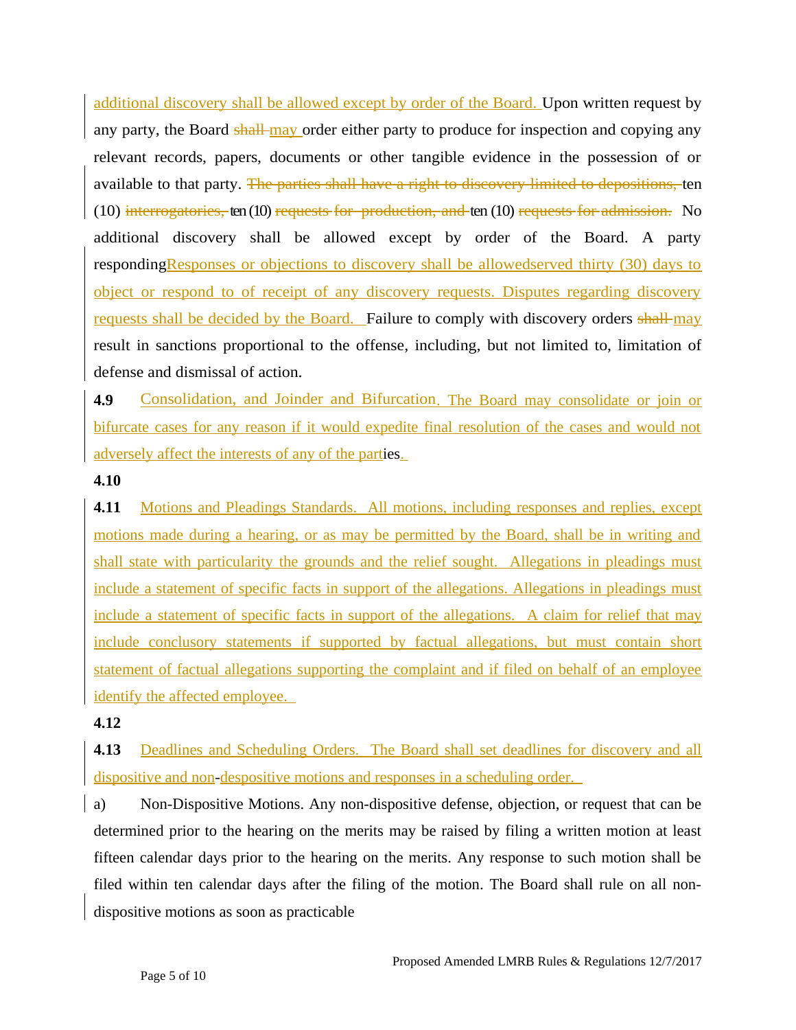additional discovery shall be allowed except by order of the Board. Upon written request by any party, the Board ~~shall~~ may order either party to produce for inspection and copying any relevant records, papers, documents or other tangible evidence in the possession of or available to that party. ~~The parties shall have a right to discovery limited to depositions,~~ ten (10) ~~interrogatories,~~ ten (10) ~~requests for production, and~~ ten (10) ~~requests for admission.~~ No additional discovery shall be allowed except by order of the Board. A party respondingResponses or objections to discovery shall be allowedserved thirty (30) days to object or respond to of receipt of any discovery requests. Disputes regarding discovery requests shall be decided by the Board. Failure to comply with discovery orders ~~shall~~ may result in sanctions proportional to the offense, including, but not limited to, limitation of defense and dismissal of action.

**4.9** Consolidation, and Joinder and Bifurcation. The Board may consolidate or join or bifurcate cases for any reason if it would expedite final resolution of the cases and would not adversely affect the interests of any of the parties.

**4.10**

**4.11** Motions and Pleadings Standards. All motions, including responses and replies, except motions made during a hearing, or as may be permitted by the Board, shall be in writing and shall state with particularity the grounds and the relief sought. Allegations in pleadings must include a statement of specific facts in support of the allegations. Allegations in pleadings must include a statement of specific facts in support of the allegations. A claim for relief that may include conclusory statements if supported by factual allegations, but must contain short statement of factual allegations supporting the complaint and if filed on behalf of an employee identify the affected employee.

**4.12**

**4.13** Deadlines and Scheduling Orders. The Board shall set deadlines for discovery and all dispositive and non-despositive motions and responses in a scheduling order.

a) Non-Dispositive Motions. Any non-dispositive defense, objection, or request that can be determined prior to the hearing on the merits may be raised by filing a written motion at least fifteen calendar days prior to the hearing on the merits. Any response to such motion shall be filed within ten calendar days after the filing of the motion. The Board shall rule on all non-dispositive motions as soon as practicable

Proposed Amended LMRB Rules & Regulations 12/7/2017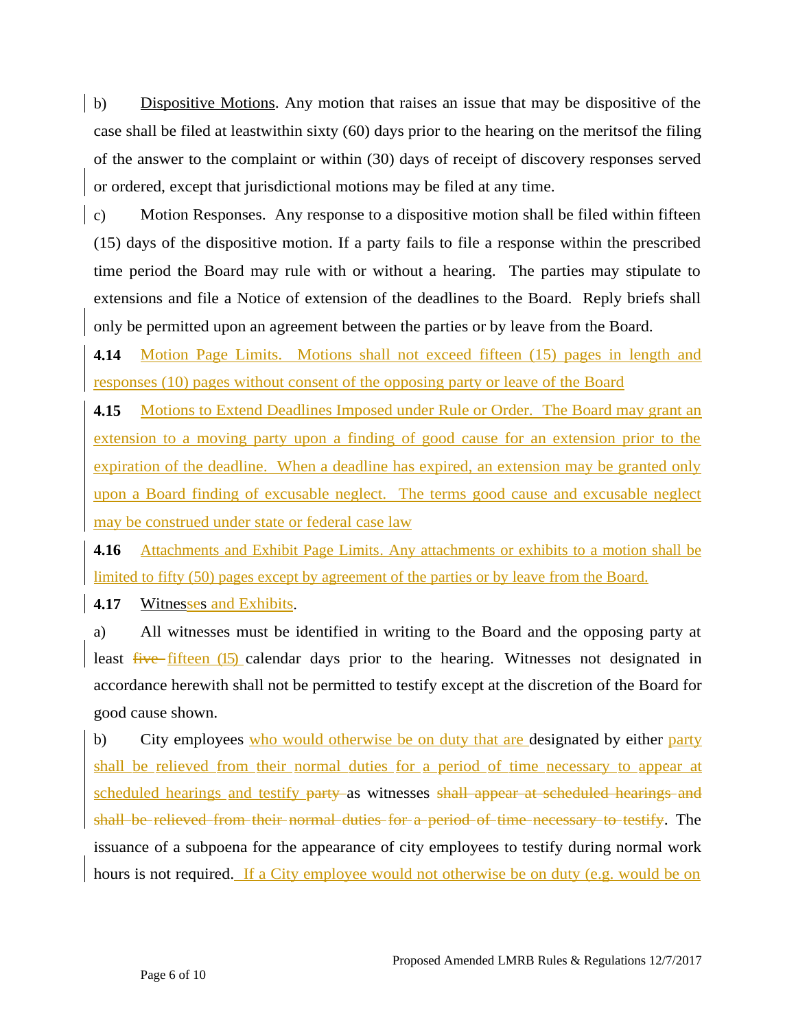b) Dispositive Motions. Any motion that raises an issue that may be dispositive of the case shall be filed at leastwithin sixty (60) days prior to the hearing on the meritsof the filing of the answer to the complaint or within (30) days of receipt of discovery responses served or ordered, except that jurisdictional motions may be filed at any time.

c) Motion Responses. Any response to a dispositive motion shall be filed within fifteen (15) days of the dispositive motion. If a party fails to file a response within the prescribed time period the Board may rule with or without a hearing. The parties may stipulate to extensions and file a Notice of extension of the deadlines to the Board. Reply briefs shall only be permitted upon an agreement between the parties or by leave from the Board.

**4.14** Motion Page Limits. Motions shall not exceed fifteen (15) pages in length and responses (10) pages without consent of the opposing party or leave of the Board

**4.15** Motions to Extend Deadlines Imposed under Rule or Order. The Board may grant an extension to a moving party upon a finding of good cause for an extension prior to the expiration of the deadline. When a deadline has expired, an extension may be granted only upon a Board finding of excusable neglect. The terms good cause and excusable neglect may be construed under state or federal case law

**4.16** Attachments and Exhibit Page Limits. Any attachments or exhibits to a motion shall be limited to fifty (50) pages except by agreement of the parties or by leave from the Board.

**4.17** Witnesses and Exhibits.

a) All witnesses must be identified in writing to the Board and the opposing party at least ~~five~~ fifteen (15) calendar days prior to the hearing. Witnesses not designated in accordance herewith shall not be permitted to testify except at the discretion of the Board for good cause shown.

b) City employees who would otherwise be on duty that are designated by either party shall be relieved from their normal duties for a period of time necessary to appear at scheduled hearings and testify ~~party~~ as witnesses ~~shall appear at scheduled hearings and shall be relieved from their normal duties for a period of time necessary to testify~~. The issuance of a subpoena for the appearance of city employees to testify during normal work hours is not required. If a City employee would not otherwise be on duty (e.g. would be on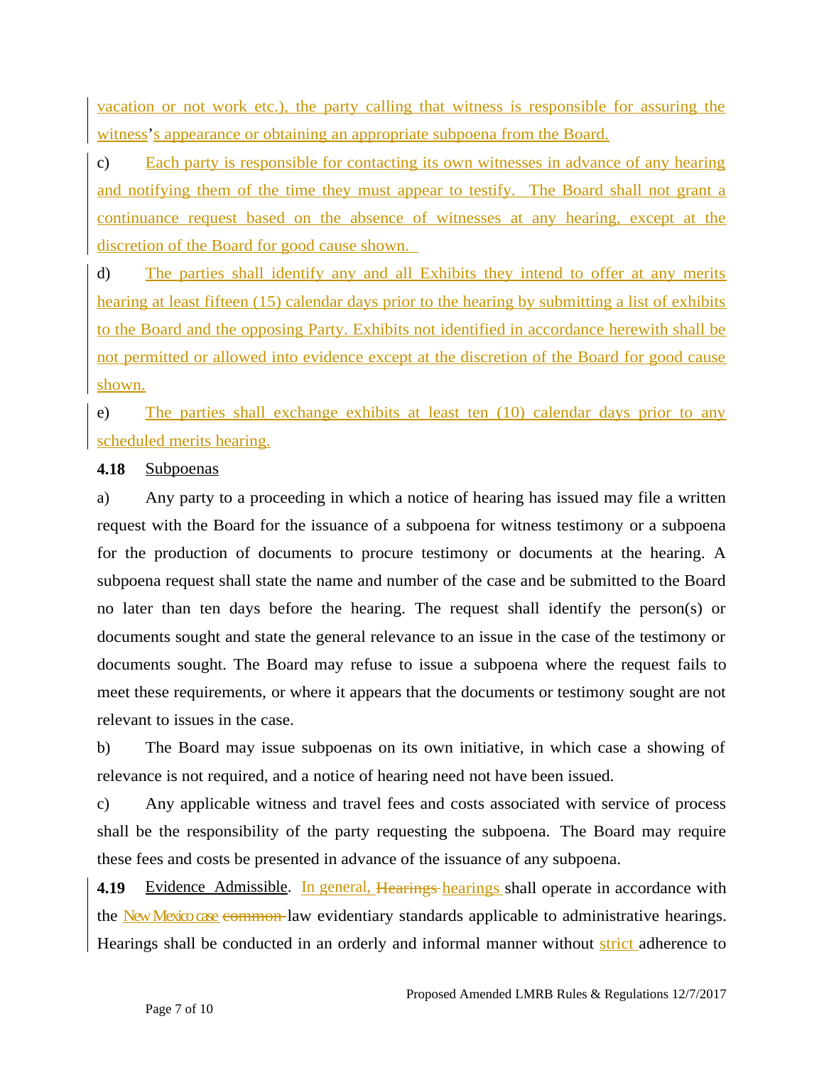vacation or not work etc.), the party calling that witness is responsible for assuring the witness's appearance or obtaining an appropriate subpoena from the Board.

c) Each party is responsible for contacting its own witnesses in advance of any hearing and notifying them of the time they must appear to testify. The Board shall not grant a continuance request based on the absence of witnesses at any hearing, except at the discretion of the Board for good cause shown.

d) The parties shall identify any and all Exhibits they intend to offer at any merits hearing at least fifteen (15) calendar days prior to the hearing by submitting a list of exhibits to the Board and the opposing Party. Exhibits not identified in accordance herewith shall be not permitted or allowed into evidence except at the discretion of the Board for good cause shown.

e) The parties shall exchange exhibits at least ten (10) calendar days prior to any scheduled merits hearing.

**4.18** Subpoenas

a) Any party to a proceeding in which a notice of hearing has issued may file a written request with the Board for the issuance of a subpoena for witness testimony or a subpoena for the production of documents to procure testimony or documents at the hearing. A subpoena request shall state the name and number of the case and be submitted to the Board no later than ten days before the hearing. The request shall identify the person(s) or documents sought and state the general relevance to an issue in the case of the testimony or documents sought. The Board may refuse to issue a subpoena where the request fails to meet these requirements, or where it appears that the documents or testimony sought are not relevant to issues in the case.

b) The Board may issue subpoenas on its own initiative, in which case a showing of relevance is not required, and a notice of hearing need not have been issued.

c) Any applicable witness and travel fees and costs associated with service of process shall be the responsibility of the party requesting the subpoena. The Board may require these fees and costs be presented in advance of the issuance of any subpoena.

**4.19** Evidence Admissible. In general, ~~Hearings~~ hearings shall operate in accordance with the New Mexico case ~~common~~ law evidentiary standards applicable to administrative hearings. Hearings shall be conducted in an orderly and informal manner without strict adherence to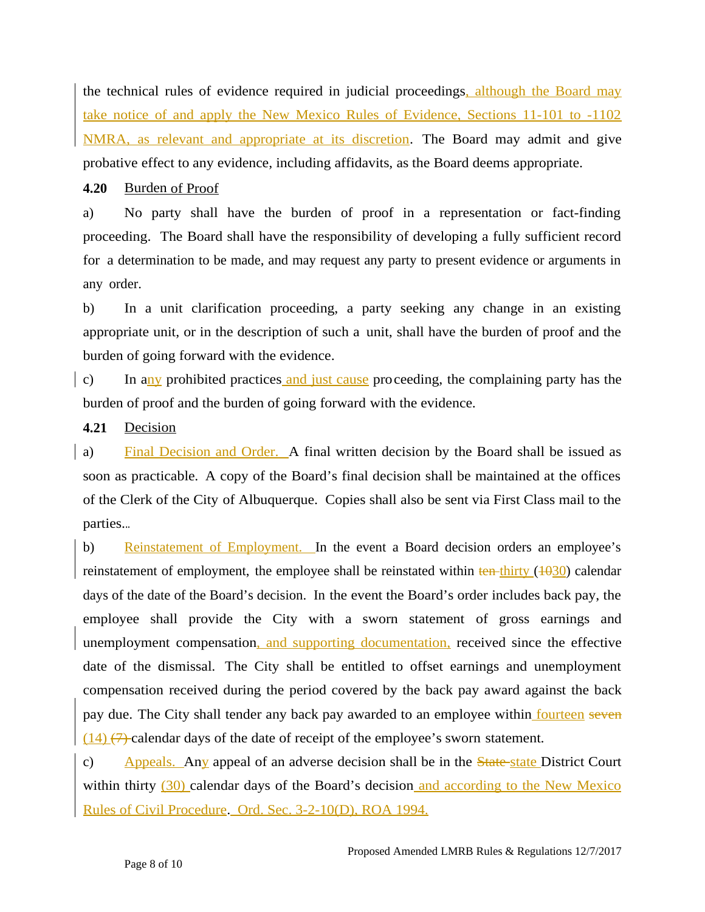the technical rules of evidence required in judicial proceedings, although the Board may take notice of and apply the New Mexico Rules of Evidence, Sections 11-101 to -1102 NMRA, as relevant and appropriate at its discretion. The Board may admit and give probative effect to any evidence, including affidavits, as the Board deems appropriate.

**4.20** Burden of Proof

a) No party shall have the burden of proof in a representation or fact-finding proceeding. The Board shall have the responsibility of developing a fully sufficient record for a determination to be made, and may request any party to present evidence or arguments in any order.

b) In a unit clarification proceeding, a party seeking any change in an existing appropriate unit, or in the description of such a unit, shall have the burden of proof and the burden of going forward with the evidence.

c) In any prohibited practices and just cause proceeding, the complaining party has the burden of proof and the burden of going forward with the evidence.

**4.21** Decision

a) Final Decision and Order. A final written decision by the Board shall be issued as soon as practicable. A copy of the Board's final decision shall be maintained at the offices of the Clerk of the City of Albuquerque. Copies shall also be sent via First Class mail to the parties..

b) Reinstatement of Employment. In the event a Board decision orders an employee's reinstatement of employment, the employee shall be reinstated within ~~ten~~ thirty (~~10~~30) calendar days of the date of the Board's decision. In the event the Board's order includes back pay, the employee shall provide the City with a sworn statement of gross earnings and unemployment compensation, and supporting documentation, received since the effective date of the dismissal. The City shall be entitled to offset earnings and unemployment compensation received during the period covered by the back pay award against the back pay due. The City shall tender any back pay awarded to an employee within fourteen ~~seven~~ (14) ~~(7)~~ calendar days of the date of receipt of the employee's sworn statement.

c) Appeals. Any appeal of an adverse decision shall be in the ~~State~~ state District Court within thirty (30) calendar days of the Board's decision and according to the New Mexico Rules of Civil Procedure. Ord. Sec. 3-2-10(D), ROA 1994.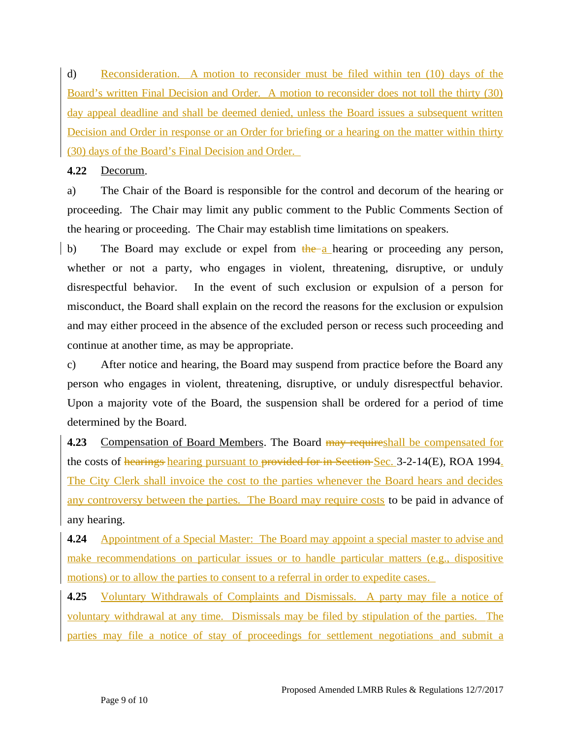d) Reconsideration. A motion to reconsider must be filed within ten (10) days of the Board's written Final Decision and Order. A motion to reconsider does not toll the thirty (30) day appeal deadline and shall be deemed denied, unless the Board issues a subsequent written Decision and Order in response or an Order for briefing or a hearing on the matter within thirty (30) days of the Board's Final Decision and Order.

**4.22** Decorum.

a) The Chair of the Board is responsible for the control and decorum of the hearing or proceeding. The Chair may limit any public comment to the Public Comments Section of the hearing or proceeding. The Chair may establish time limitations on speakers.

b) The Board may exclude or expel from ~~the~~ a hearing or proceeding any person, whether or not a party, who engages in violent, threatening, disruptive, or unduly disrespectful behavior. In the event of such exclusion or expulsion of a person for misconduct, the Board shall explain on the record the reasons for the exclusion or expulsion and may either proceed in the absence of the excluded person or recess such proceeding and continue at another time, as may be appropriate.

c) After notice and hearing, the Board may suspend from practice before the Board any person who engages in violent, threatening, disruptive, or unduly disrespectful behavior. Upon a majority vote of the Board, the suspension shall be ordered for a period of time determined by the Board.

**4.23** Compensation of Board Members. The Board ~~may require~~shall be compensated for the costs of ~~hearings~~ hearing pursuant to ~~provided for in Section~~ Sec. 3-2-14(E), ROA 1994. The City Clerk shall invoice the cost to the parties whenever the Board hears and decides any controversy between the parties. The Board may require costs to be paid in advance of any hearing.

**4.24** Appointment of a Special Master: The Board may appoint a special master to advise and make recommendations on particular issues or to handle particular matters (e.g., dispositive motions) or to allow the parties to consent to a referral in order to expedite cases.

**4.25** Voluntary Withdrawals of Complaints and Dismissals. A party may file a notice of voluntary withdrawal at any time. Dismissals may be filed by stipulation of the parties. The parties may file a notice of stay of proceedings for settlement negotiations and submit a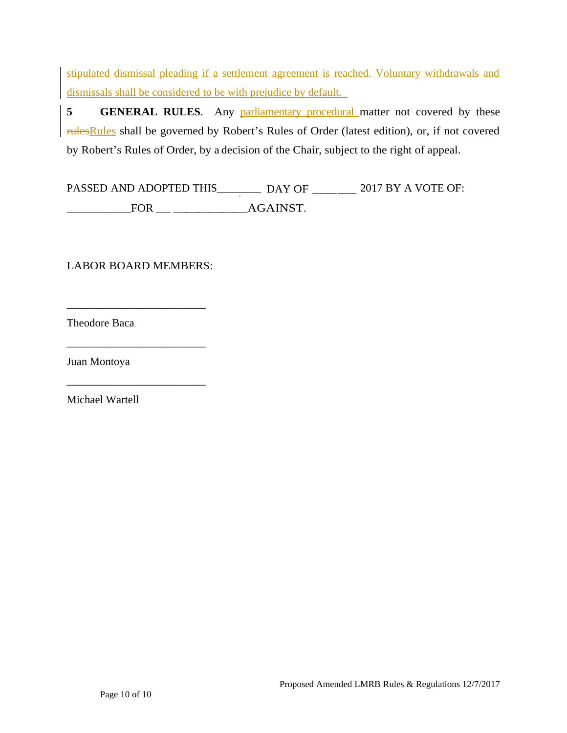stipulated dismissal pleading if a settlement agreement is reached. Voluntary withdrawals and dismissals shall be considered to be with prejudice by default.

**5 GENERAL RULES**. Any ~~parliamentary~~ procedural matter not covered by these ~~rules~~Rules shall be governed by Robert's Rules of Order (latest edition), or, if not covered by Robert's Rules of Order, by a decision of the Chair, subject to the right of appeal.

PASSED AND ADOPTED THIS_______ DAY OF _______ 2017 BY A VOTE OF: ___________FOR __ ____________AGAINST.

LABOR BOARD MEMBERS:

_________________________

Theodore Baca

_________________________

Juan Montoya

_________________________

Michael Wartell